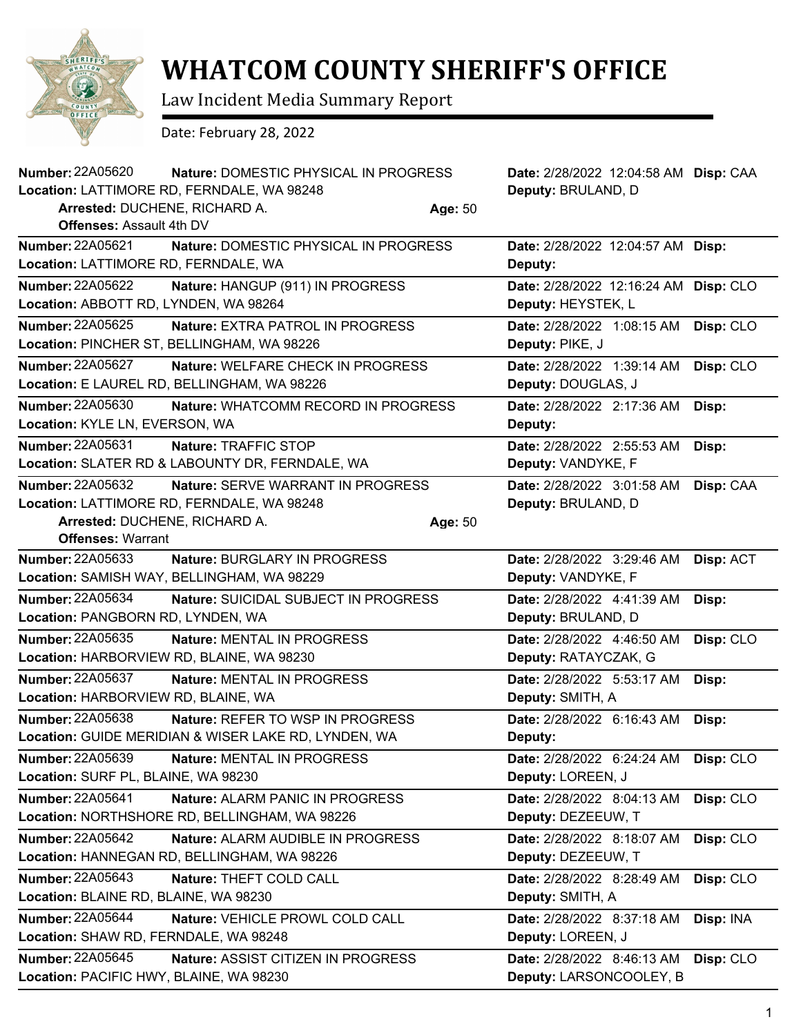# WHATCOM COUNTY SHERIFF'S OFFICE

Law Incident Media Summary Report

Date: February 28, 2022

**Number:** 22A05620 **Nature:** DOMESTIC PHYSICAL IN PROGRESS **Date:** 2/28/2022 12:04:58 AM **Disp:** CAA
**Location:** LATTIMORE RD, FERNDALE, WA 98248 **Deputy:** BRULAND, D
**Arrested:** DUCHENE, RICHARD A. **Age:** 50
**Offenses:** Assault 4th DV

---

**Number:** 22A05621 **Nature:** DOMESTIC PHYSICAL IN PROGRESS **Date:** 2/28/2022 12:04:57 AM **Disp:**
**Location:** LATTIMORE RD, FERNDALE, WA **Deputy:**

---

**Number:** 22A05622 **Nature:** HANGUP (911) IN PROGRESS **Date:** 2/28/2022 12:16:24 AM **Disp:** CLO
**Location:** ABBOTT RD, LYNDEN, WA 98264 **Deputy:** HEYSTEK, L

---

**Number:** 22A05625 **Nature:** EXTRA PATROL IN PROGRESS **Date:** 2/28/2022 1:08:15 AM **Disp:** CLO
**Location:** PINCHER ST, BELLINGHAM, WA 98226 **Deputy:** PIKE, J

---

**Number:** 22A05627 **Nature:** WELFARE CHECK IN PROGRESS **Date:** 2/28/2022 1:39:14 AM **Disp:** CLO
**Location:** E LAUREL RD, BELLINGHAM, WA 98226 **Deputy:** DOUGLAS, J

---

**Number:** 22A05630 **Nature:** WHATCOMM RECORD IN PROGRESS **Date:** 2/28/2022 2:17:36 AM **Disp:**
**Location:** KYLE LN, EVERSON, WA **Deputy:**

---

**Number:** 22A05631 **Nature:** TRAFFIC STOP **Date:** 2/28/2022 2:55:53 AM **Disp:**
**Location:** SLATER RD & LABOUNTY DR, FERNDALE, WA **Deputy:** VANDYKE, F

---

**Number:** 22A05632 **Nature:** SERVE WARRANT IN PROGRESS **Date:** 2/28/2022 3:01:58 AM **Disp:** CAA
**Location:** LATTIMORE RD, FERNDALE, WA 98248 **Deputy:** BRULAND, D
**Arrested:** DUCHENE, RICHARD A. **Age:** 50
**Offenses:** Warrant

---

**Number:** 22A05633 **Nature:** BURGLARY IN PROGRESS **Date:** 2/28/2022 3:29:46 AM **Disp:** ACT
**Location:** SAMISH WAY, BELLINGHAM, WA 98229 **Deputy:** VANDYKE, F

---

**Number:** 22A05634 **Nature:** SUICIDAL SUBJECT IN PROGRESS **Date:** 2/28/2022 4:41:39 AM **Disp:**
**Location:** PANGBORN RD, LYNDEN, WA **Deputy:** BRULAND, D

---

**Number:** 22A05635 **Nature:** MENTAL IN PROGRESS **Date:** 2/28/2022 4:46:50 AM **Disp:** CLO
**Location:** HARBORVIEW RD, BLAINE, WA 98230 **Deputy:** RATAYCZAK, G

---

**Number:** 22A05637 **Nature:** MENTAL IN PROGRESS **Date:** 2/28/2022 5:53:17 AM **Disp:**
**Location:** HARBORVIEW RD, BLAINE, WA **Deputy:** SMITH, A

---

**Number:** 22A05638 **Nature:** REFER TO WSP IN PROGRESS **Date:** 2/28/2022 6:16:43 AM **Disp:**
**Location:** GUIDE MERIDIAN & WISER LAKE RD, LYNDEN, WA **Deputy:**

---

**Number:** 22A05639 **Nature:** MENTAL IN PROGRESS **Date:** 2/28/2022 6:24:24 AM **Disp:** CLO
**Location:** SURF PL, BLAINE, WA 98230 **Deputy:** LOREEN, J

---

**Number:** 22A05641 **Nature:** ALARM PANIC IN PROGRESS **Date:** 2/28/2022 8:04:13 AM **Disp:** CLO
**Location:** NORTHSHORE RD, BELLINGHAM, WA 98226 **Deputy:** DEZEEUW, T

---

**Number:** 22A05642 **Nature:** ALARM AUDIBLE IN PROGRESS **Date:** 2/28/2022 8:18:07 AM **Disp:** CLO
**Location:** HANNEGAN RD, BELLINGHAM, WA 98226 **Deputy:** DEZEEUW, T

---

**Number:** 22A05643 **Nature:** THEFT COLD CALL **Date:** 2/28/2022 8:28:49 AM **Disp:** CLO
**Location:** BLAINE RD, BLAINE, WA 98230 **Deputy:** SMITH, A

---

**Number:** 22A05644 **Nature:** VEHICLE PROWL COLD CALL **Date:** 2/28/2022 8:37:18 AM **Disp:** INA
**Location:** SHAW RD, FERNDALE, WA 98248 **Deputy:** LOREEN, J

---

**Number:** 22A05645 **Nature:** ASSIST CITIZEN IN PROGRESS **Date:** 2/28/2022 8:46:13 AM **Disp:** CLO
**Location:** PACIFIC HWY, BLAINE, WA 98230 **Deputy:** LARSONCOOLEY, B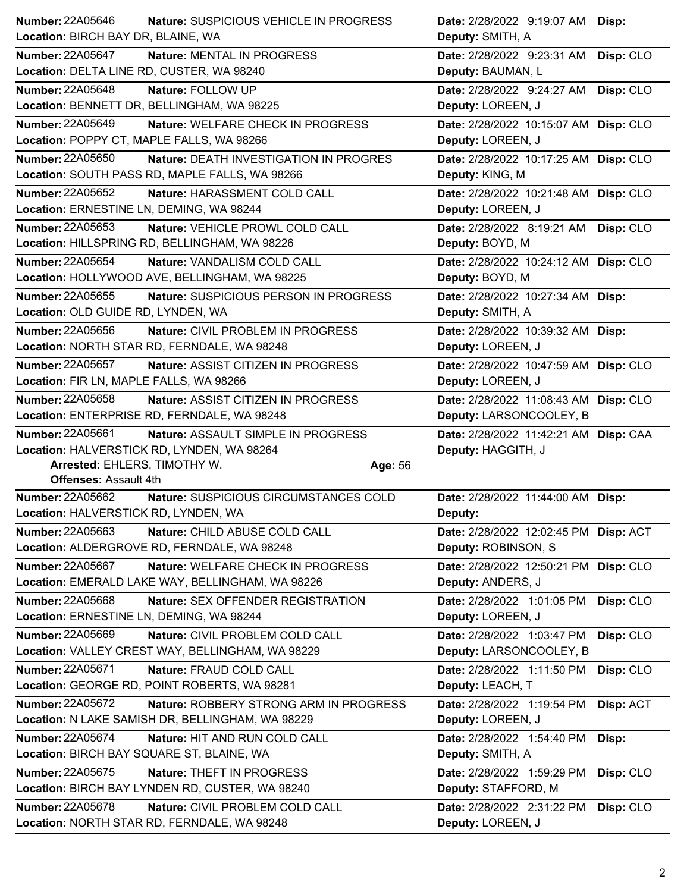**Number:** 22A05646 **Nature:** SUSPICIOUS VEHICLE IN PROGRESS **Date:** 2/28/2022 9:19:07 AM **Disp:**
**Location:** BIRCH BAY DR, BLAINE, WA **Deputy:** SMITH, A

---

**Number:** 22A05647 **Nature:** MENTAL IN PROGRESS **Date:** 2/28/2022 9:23:31 AM **Disp:** CLO
**Location:** DELTA LINE RD, CUSTER, WA 98240 **Deputy:** BAUMAN, L

---

**Number:** 22A05648 **Nature:** FOLLOW UP **Date:** 2/28/2022 9:24:27 AM **Disp:** CLO
**Location:** BENNETT DR, BELLINGHAM, WA 98225 **Deputy:** LOREEN, J

---

**Number:** 22A05649 **Nature:** WELFARE CHECK IN PROGRESS **Date:** 2/28/2022 10:15:07 AM **Disp:** CLO
**Location:** POPPY CT, MAPLE FALLS, WA 98266 **Deputy:** LOREEN, J

---

**Number:** 22A05650 **Nature:** DEATH INVESTIGATION IN PROGRES **Date:** 2/28/2022 10:17:25 AM **Disp:** CLO
**Location:** SOUTH PASS RD, MAPLE FALLS, WA 98266 **Deputy:** KING, M

---

**Number:** 22A05652 **Nature:** HARASSMENT COLD CALL **Date:** 2/28/2022 10:21:48 AM **Disp:** CLO
**Location:** ERNESTINE LN, DEMING, WA 98244 **Deputy:** LOREEN, J

---

**Number:** 22A05653 **Nature:** VEHICLE PROWL COLD CALL **Date:** 2/28/2022 8:19:21 AM **Disp:** CLO
**Location:** HILLSPRING RD, BELLINGHAM, WA 98226 **Deputy:** BOYD, M

---

**Number:** 22A05654 **Nature:** VANDALISM COLD CALL **Date:** 2/28/2022 10:24:12 AM **Disp:** CLO
**Location:** HOLLYWOOD AVE, BELLINGHAM, WA 98225 **Deputy:** BOYD, M

---

**Number:** 22A05655 **Nature:** SUSPICIOUS PERSON IN PROGRESS **Date:** 2/28/2022 10:27:34 AM **Disp:**
**Location:** OLD GUIDE RD, LYNDEN, WA **Deputy:** SMITH, A

---

**Number:** 22A05656 **Nature:** CIVIL PROBLEM IN PROGRESS **Date:** 2/28/2022 10:39:32 AM **Disp:**
**Location:** NORTH STAR RD, FERNDALE, WA 98248 **Deputy:** LOREEN, J

---

**Number:** 22A05657 **Nature:** ASSIST CITIZEN IN PROGRESS **Date:** 2/28/2022 10:47:59 AM **Disp:** CLO
**Location:** FIR LN, MAPLE FALLS, WA 98266 **Deputy:** LOREEN, J

---

**Number:** 22A05658 **Nature:** ASSIST CITIZEN IN PROGRESS **Date:** 2/28/2022 11:08:43 AM **Disp:** CLO
**Location:** ENTERPRISE RD, FERNDALE, WA 98248 **Deputy:** LARSONCOOLEY, B

---

**Number:** 22A05661 **Nature:** ASSAULT SIMPLE IN PROGRESS **Date:** 2/28/2022 11:42:21 AM **Disp:** CAA
**Location:** HALVERSTICK RD, LYNDEN, WA 98264 **Deputy:** HAGGITH, J
**Arrested:** EHLERS, TIMOTHY W. **Age:** 56
**Offenses:** Assault 4th

---

**Number:** 22A05662 **Nature:** SUSPICIOUS CIRCUMSTANCES COLD **Date:** 2/28/2022 11:44:00 AM **Disp:**
**Location:** HALVERSTICK RD, LYNDEN, WA **Deputy:**

---

**Number:** 22A05663 **Nature:** CHILD ABUSE COLD CALL **Date:** 2/28/2022 12:02:45 PM **Disp:** ACT
**Location:** ALDERGROVE RD, FERNDALE, WA 98248 **Deputy:** ROBINSON, S

---

**Number:** 22A05667 **Nature:** WELFARE CHECK IN PROGRESS **Date:** 2/28/2022 12:50:21 PM **Disp:** CLO
**Location:** EMERALD LAKE WAY, BELLINGHAM, WA 98226 **Deputy:** ANDERS, J

---

**Number:** 22A05668 **Nature:** SEX OFFENDER REGISTRATION **Date:** 2/28/2022 1:01:05 PM **Disp:** CLO
**Location:** ERNESTINE LN, DEMING, WA 98244 **Deputy:** LOREEN, J

---

**Number:** 22A05669 **Nature:** CIVIL PROBLEM COLD CALL **Date:** 2/28/2022 1:03:47 PM **Disp:** CLO
**Location:** VALLEY CREST WAY, BELLINGHAM, WA 98229 **Deputy:** LARSONCOOLEY, B

---

**Number:** 22A05671 **Nature:** FRAUD COLD CALL **Date:** 2/28/2022 1:11:50 PM **Disp:** CLO
**Location:** GEORGE RD, POINT ROBERTS, WA 98281 **Deputy:** LEACH, T

---

**Number:** 22A05672 **Nature:** ROBBERY STRONG ARM IN PROGRESS **Date:** 2/28/2022 1:19:54 PM **Disp:** ACT
**Location:** N LAKE SAMISH DR, BELLINGHAM, WA 98229 **Deputy:** LOREEN, J

---

**Number:** 22A05674 **Nature:** HIT AND RUN COLD CALL **Date:** 2/28/2022 1:54:40 PM **Disp:**
**Location:** BIRCH BAY SQUARE ST, BLAINE, WA **Deputy:** SMITH, A

---

**Number:** 22A05675 **Nature:** THEFT IN PROGRESS **Date:** 2/28/2022 1:59:29 PM **Disp:** CLO
**Location:** BIRCH BAY LYNDEN RD, CUSTER, WA 98240 **Deputy:** STAFFORD, M

---

**Number:** 22A05678 **Nature:** CIVIL PROBLEM COLD CALL **Date:** 2/28/2022 2:31:22 PM **Disp:** CLO
**Location:** NORTH STAR RD, FERNDALE, WA 98248 **Deputy:** LOREEN, J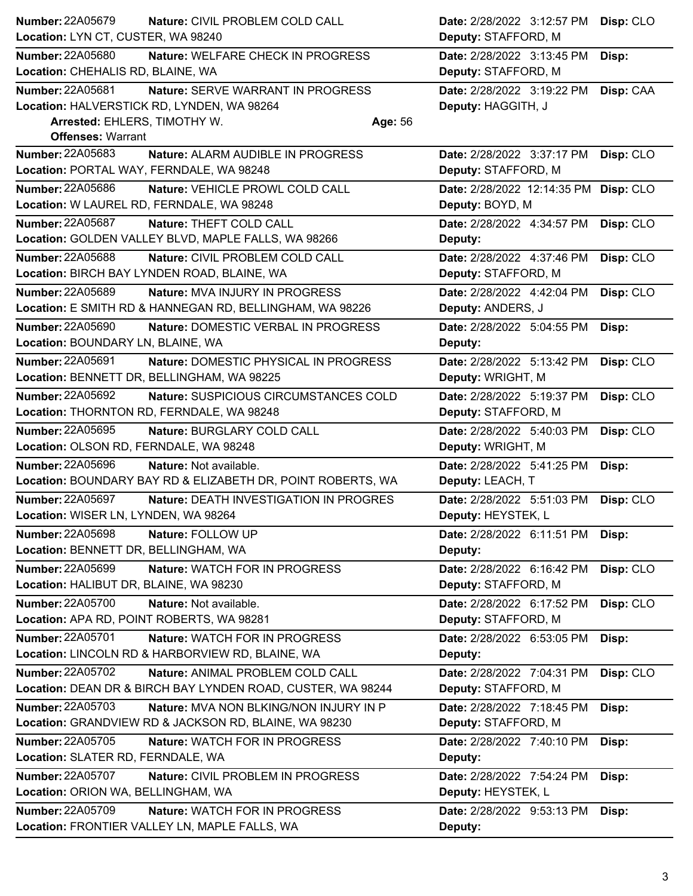**Number:** 22A05679 **Nature:** CIVIL PROBLEM COLD CALL **Date:** 2/28/2022 3:12:57 PM **Disp:** CLO
**Location:** LYN CT, CUSTER, WA 98240 **Deputy:** STAFFORD, M

---

**Number:** 22A05680 **Nature:** WELFARE CHECK IN PROGRESS **Date:** 2/28/2022 3:13:45 PM **Disp:**
**Location:** CHEHALIS RD, BLAINE, WA **Deputy:** STAFFORD, M

---

**Number:** 22A05681 **Nature:** SERVE WARRANT IN PROGRESS **Date:** 2/28/2022 3:19:22 PM **Disp:** CAA
**Location:** HALVERSTICK RD, LYNDEN, WA 98264 **Deputy:** HAGGITH, J
**Arrested:** EHLERS, TIMOTHY W. **Age:** 56
**Offenses:** Warrant

---

**Number:** 22A05683 **Nature:** ALARM AUDIBLE IN PROGRESS **Date:** 2/28/2022 3:37:17 PM **Disp:** CLO
**Location:** PORTAL WAY, FERNDALE, WA 98248 **Deputy:** STAFFORD, M

---

**Number:** 22A05686 **Nature:** VEHICLE PROWL COLD CALL **Date:** 2/28/2022 12:14:35 PM **Disp:** CLO
**Location:** W LAUREL RD, FERNDALE, WA 98248 **Deputy:** BOYD, M

---

**Number:** 22A05687 **Nature:** THEFT COLD CALL **Date:** 2/28/2022 4:34:57 PM **Disp:** CLO
**Location:** GOLDEN VALLEY BLVD, MAPLE FALLS, WA 98266 **Deputy:**

---

**Number:** 22A05688 **Nature:** CIVIL PROBLEM COLD CALL **Date:** 2/28/2022 4:37:46 PM **Disp:** CLO
**Location:** BIRCH BAY LYNDEN ROAD, BLAINE, WA **Deputy:** STAFFORD, M

---

**Number:** 22A05689 **Nature:** MVA INJURY IN PROGRESS **Date:** 2/28/2022 4:42:04 PM **Disp:** CLO
**Location:** E SMITH RD & HANNEGAN RD, BELLINGHAM, WA 98226 **Deputy:** ANDERS, J

---

**Number:** 22A05690 **Nature:** DOMESTIC VERBAL IN PROGRESS **Date:** 2/28/2022 5:04:55 PM **Disp:**
**Location:** BOUNDARY LN, BLAINE, WA **Deputy:**

---

**Number:** 22A05691 **Nature:** DOMESTIC PHYSICAL IN PROGRESS **Date:** 2/28/2022 5:13:42 PM **Disp:** CLO
**Location:** BENNETT DR, BELLINGHAM, WA 98225 **Deputy:** WRIGHT, M

---

**Number:** 22A05692 **Nature:** SUSPICIOUS CIRCUMSTANCES COLD **Date:** 2/28/2022 5:19:37 PM **Disp:** CLO
**Location:** THORNTON RD, FERNDALE, WA 98248 **Deputy:** STAFFORD, M

---

**Number:** 22A05695 **Nature:** BURGLARY COLD CALL **Date:** 2/28/2022 5:40:03 PM **Disp:** CLO
**Location:** OLSON RD, FERNDALE, WA 98248 **Deputy:** WRIGHT, M

---

**Number:** 22A05696 **Nature:** Not available. **Date:** 2/28/2022 5:41:25 PM **Disp:**
**Location:** BOUNDARY BAY RD & ELIZABETH DR, POINT ROBERTS, WA **Deputy:** LEACH, T

---

**Number:** 22A05697 **Nature:** DEATH INVESTIGATION IN PROGRES **Date:** 2/28/2022 5:51:03 PM **Disp:** CLO
**Location:** WISER LN, LYNDEN, WA 98264 **Deputy:** HEYSTEK, L

---

**Number:** 22A05698 **Nature:** FOLLOW UP **Date:** 2/28/2022 6:11:51 PM **Disp:**
**Location:** BENNETT DR, BELLINGHAM, WA **Deputy:**

---

**Number:** 22A05699 **Nature:** WATCH FOR IN PROGRESS **Date:** 2/28/2022 6:16:42 PM **Disp:** CLO
**Location:** HALIBUT DR, BLAINE, WA 98230 **Deputy:** STAFFORD, M

---

**Number:** 22A05700 **Nature:** Not available. **Date:** 2/28/2022 6:17:52 PM **Disp:** CLO
**Location:** APA RD, POINT ROBERTS, WA 98281 **Deputy:** STAFFORD, M

---

**Number:** 22A05701 **Nature:** WATCH FOR IN PROGRESS **Date:** 2/28/2022 6:53:05 PM **Disp:**
**Location:** LINCOLN RD & HARBORVIEW RD, BLAINE, WA **Deputy:**

---

**Number:** 22A05702 **Nature:** ANIMAL PROBLEM COLD CALL **Date:** 2/28/2022 7:04:31 PM **Disp:** CLO
**Location:** DEAN DR & BIRCH BAY LYNDEN ROAD, CUSTER, WA 98244 **Deputy:** STAFFORD, M

---

**Number:** 22A05703 **Nature:** MVA NON BLKING/NON INJURY IN P **Date:** 2/28/2022 7:18:45 PM **Disp:**
**Location:** GRANDVIEW RD & JACKSON RD, BLAINE, WA 98230 **Deputy:** STAFFORD, M

---

**Number:** 22A05705 **Nature:** WATCH FOR IN PROGRESS **Date:** 2/28/2022 7:40:10 PM **Disp:**
**Location:** SLATER RD, FERNDALE, WA **Deputy:**

---

**Number:** 22A05707 **Nature:** CIVIL PROBLEM IN PROGRESS **Date:** 2/28/2022 7:54:24 PM **Disp:**
**Location:** ORION WA, BELLINGHAM, WA **Deputy:** HEYSTEK, L

---

**Number:** 22A05709 **Nature:** WATCH FOR IN PROGRESS **Date:** 2/28/2022 9:53:13 PM **Disp:**
**Location:** FRONTIER VALLEY LN, MAPLE FALLS, WA **Deputy:**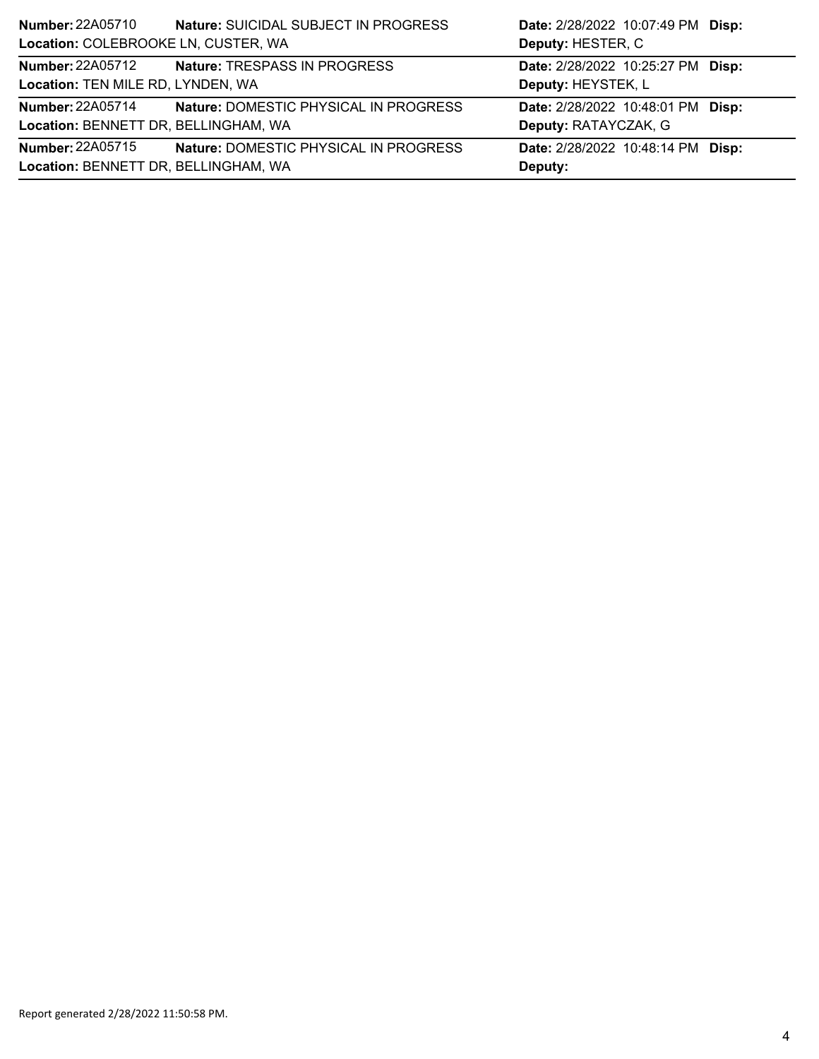**Number:** 22A05710 **Nature:** SUICIDAL SUBJECT IN PROGRESS **Date:** 2/28/2022 10:07:49 PM **Disp:**
**Location:** COLEBROOKE LN, CUSTER, WA **Deputy:** HESTER, C

**Number:** 22A05712 **Nature:** TRESPASS IN PROGRESS **Date:** 2/28/2022 10:25:27 PM **Disp:**
**Location:** TEN MILE RD, LYNDEN, WA **Deputy:** HEYSTEK, L

**Number:** 22A05714 **Nature:** DOMESTIC PHYSICAL IN PROGRESS **Date:** 2/28/2022 10:48:01 PM **Disp:**
**Location:** BENNETT DR, BELLINGHAM, WA **Deputy:** RATAYCZAK, G

**Number:** 22A05715 **Nature:** DOMESTIC PHYSICAL IN PROGRESS **Date:** 2/28/2022 10:48:14 PM **Disp:**
**Location:** BENNETT DR, BELLINGHAM, WA **Deputy:**

Report generated 2/28/2022 11:50:58 PM.